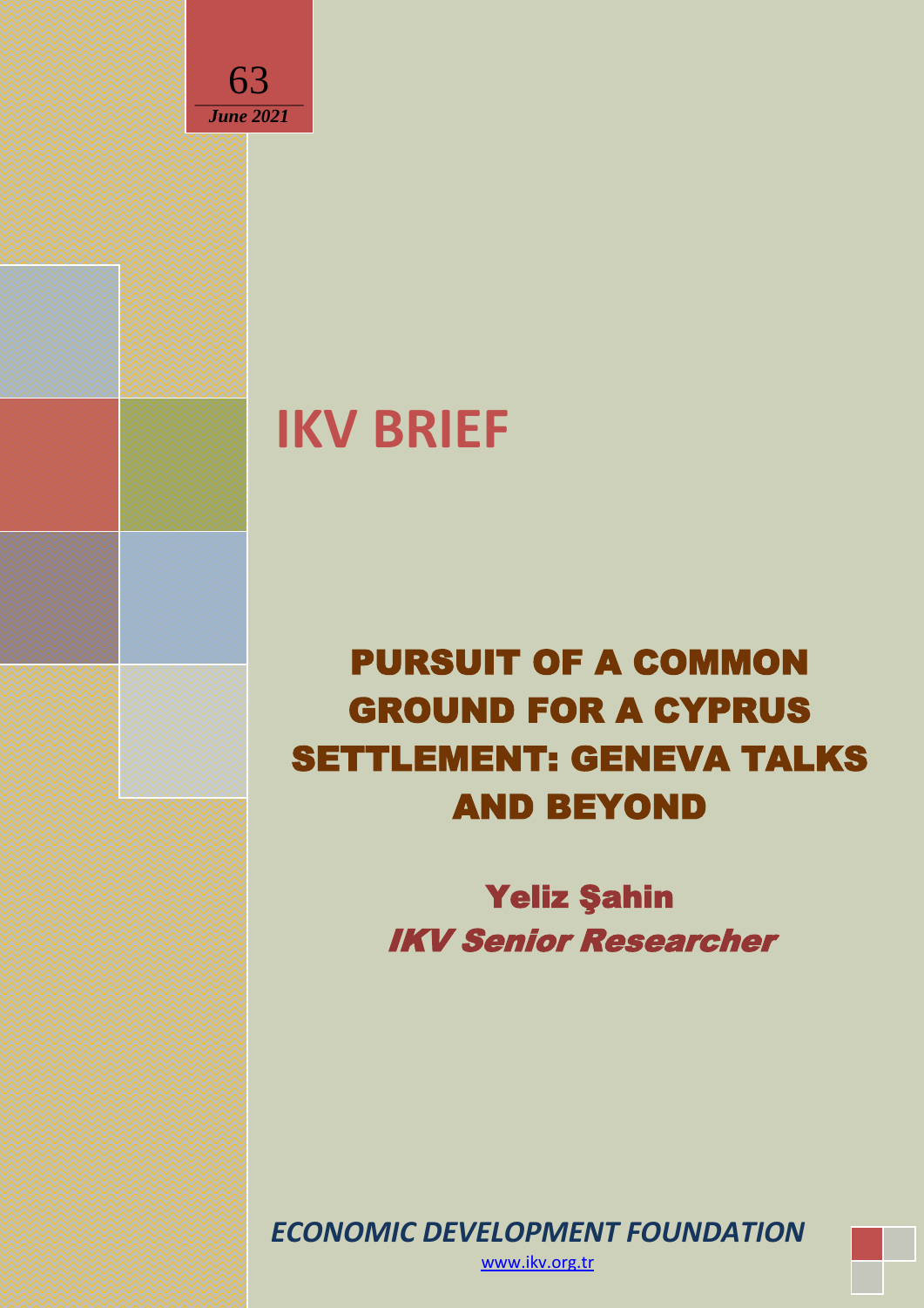63

*June 2021*

# IKV BRIEF

## PURSUIT OF A COMMON GROUND FOR A CYPRUS SETTLEMENT: GENEVA TALKS AND BEYOND

**Yeliz Şahin**

***IKV Senior Researcher***

***ECONOMIC DEVELOPMENT FOUNDATION***

www.ikv.org.tr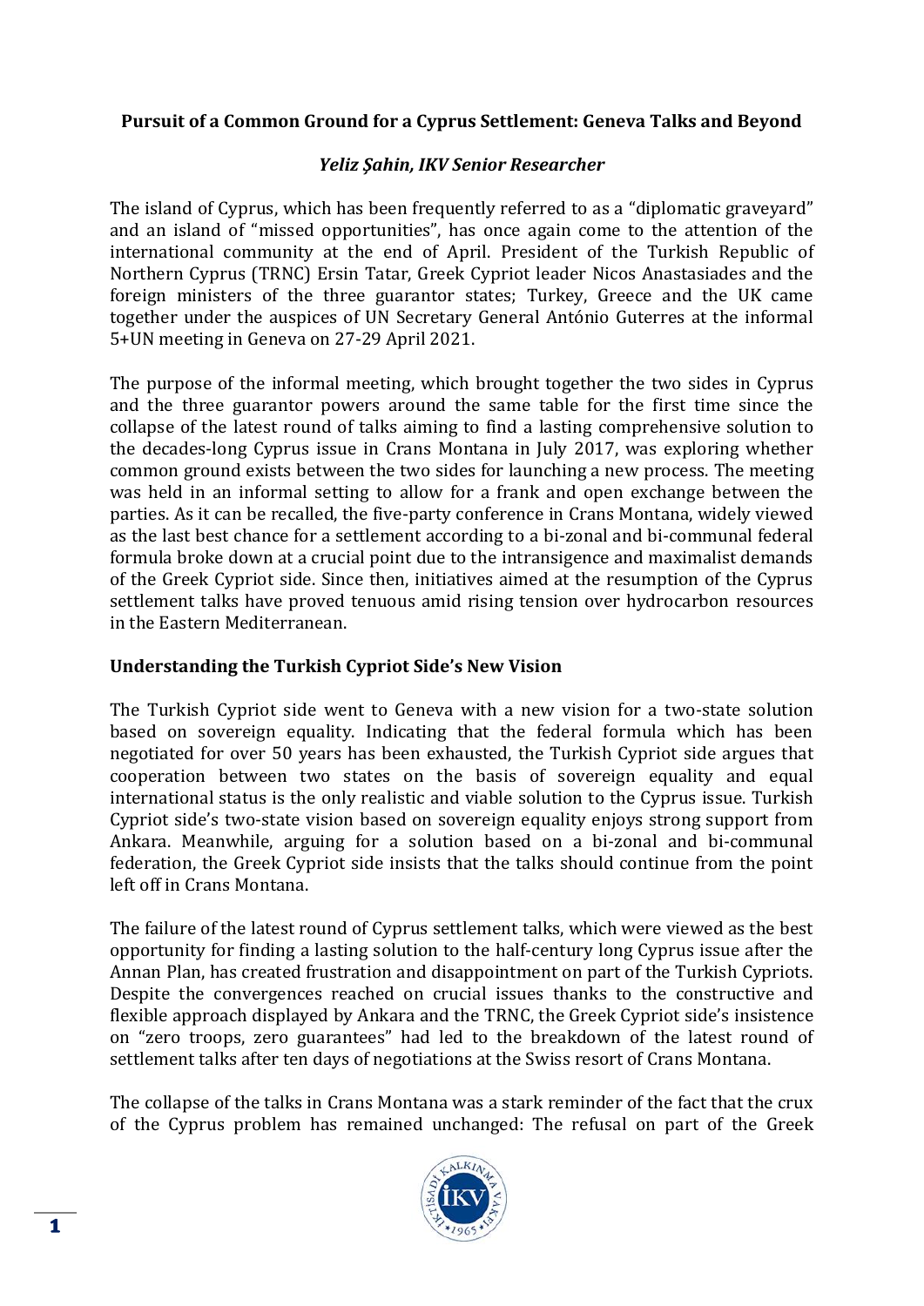**Pursuit of a Common Ground for a Cyprus Settlement: Geneva Talks and Beyond**

***Yeliz Şahin, IKV Senior Researcher***

The island of Cyprus, which has been frequently referred to as a "diplomatic graveyard" and an island of "missed opportunities", has once again come to the attention of the international community at the end of April. President of the Turkish Republic of Northern Cyprus (TRNC) Ersin Tatar, Greek Cypriot leader Nicos Anastasiades and the foreign ministers of the three guarantor states; Turkey, Greece and the UK came together under the auspices of UN Secretary General António Guterres at the informal 5+UN meeting in Geneva on 27-29 April 2021.

The purpose of the informal meeting, which brought together the two sides in Cyprus and the three guarantor powers around the same table for the first time since the collapse of the latest round of talks aiming to find a lasting comprehensive solution to the decades-long Cyprus issue in Crans Montana in July 2017, was exploring whether common ground exists between the two sides for launching a new process. The meeting was held in an informal setting to allow for a frank and open exchange between the parties. As it can be recalled, the five-party conference in Crans Montana, widely viewed as the last best chance for a settlement according to a bi-zonal and bi-communal federal formula broke down at a crucial point due to the intransigence and maximalist demands of the Greek Cypriot side. Since then, initiatives aimed at the resumption of the Cyprus settlement talks have proved tenuous amid rising tension over hydrocarbon resources in the Eastern Mediterranean.

**Understanding the Turkish Cypriot Side's New Vision**

The Turkish Cypriot side went to Geneva with a new vision for a two-state solution based on sovereign equality. Indicating that the federal formula which has been negotiated for over 50 years has been exhausted, the Turkish Cypriot side argues that cooperation between two states on the basis of sovereign equality and equal international status is the only realistic and viable solution to the Cyprus issue. Turkish Cypriot side's two-state vision based on sovereign equality enjoys strong support from Ankara. Meanwhile, arguing for a solution based on a bi-zonal and bi-communal federation, the Greek Cypriot side insists that the talks should continue from the point left off in Crans Montana.

The failure of the latest round of Cyprus settlement talks, which were viewed as the best opportunity for finding a lasting solution to the half-century long Cyprus issue after the Annan Plan, has created frustration and disappointment on part of the Turkish Cypriots. Despite the convergences reached on crucial issues thanks to the constructive and flexible approach displayed by Ankara and the TRNC, the Greek Cypriot side's insistence on "zero troops, zero guarantees" had led to the breakdown of the latest round of settlement talks after ten days of negotiations at the Swiss resort of Crans Montana.

The collapse of the talks in Crans Montana was a stark reminder of the fact that the crux of the Cyprus problem has remained unchanged: The refusal on part of the Greek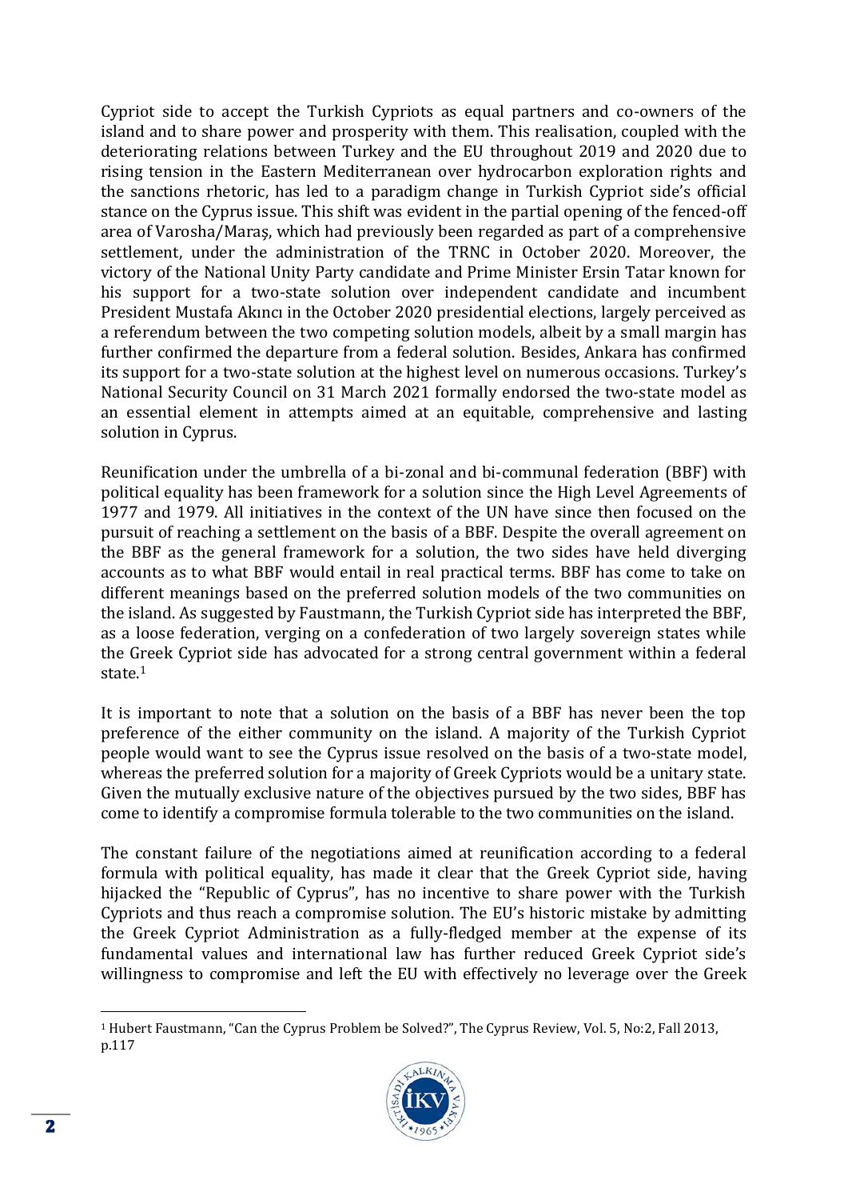Cypriot side to accept the Turkish Cypriots as equal partners and co-owners of the island and to share power and prosperity with them. This realisation, coupled with the deteriorating relations between Turkey and the EU throughout 2019 and 2020 due to rising tension in the Eastern Mediterranean over hydrocarbon exploration rights and the sanctions rhetoric, has led to a paradigm change in Turkish Cypriot side's official stance on the Cyprus issue. This shift was evident in the partial opening of the fenced-off area of Varosha/Maraş, which had previously been regarded as part of a comprehensive settlement, under the administration of the TRNC in October 2020. Moreover, the victory of the National Unity Party candidate and Prime Minister Ersin Tatar known for his support for a two-state solution over independent candidate and incumbent President Mustafa Akıncı in the October 2020 presidential elections, largely perceived as a referendum between the two competing solution models, albeit by a small margin has further confirmed the departure from a federal solution. Besides, Ankara has confirmed its support for a two-state solution at the highest level on numerous occasions. Turkey's National Security Council on 31 March 2021 formally endorsed the two-state model as an essential element in attempts aimed at an equitable, comprehensive and lasting solution in Cyprus.

Reunification under the umbrella of a bi-zonal and bi-communal federation (BBF) with political equality has been framework for a solution since the High Level Agreements of 1977 and 1979. All initiatives in the context of the UN have since then focused on the pursuit of reaching a settlement on the basis of a BBF. Despite the overall agreement on the BBF as the general framework for a solution, the two sides have held diverging accounts as to what BBF would entail in real practical terms. BBF has come to take on different meanings based on the preferred solution models of the two communities on the island. As suggested by Faustmann, the Turkish Cypriot side has interpreted the BBF, as a loose federation, verging on a confederation of two largely sovereign states while the Greek Cypriot side has advocated for a strong central government within a federal state.[1]

It is important to note that a solution on the basis of a BBF has never been the top preference of the either community on the island. A majority of the Turkish Cypriot people would want to see the Cyprus issue resolved on the basis of a two-state model, whereas the preferred solution for a majority of Greek Cypriots would be a unitary state. Given the mutually exclusive nature of the objectives pursued by the two sides, BBF has come to identify a compromise formula tolerable to the two communities on the island.

The constant failure of the negotiations aimed at reunification according to a federal formula with political equality, has made it clear that the Greek Cypriot side, having hijacked the "Republic of Cyprus", has no incentive to share power with the Turkish Cypriots and thus reach a compromise solution. The EU's historic mistake by admitting the Greek Cypriot Administration as a fully-fledged member at the expense of its fundamental values and international law has further reduced Greek Cypriot side's willingness to compromise and left the EU with effectively no leverage over the Greek

[1] Hubert Faustmann, "Can the Cyprus Problem be Solved?", The Cyprus Review, Vol. 5, No:2, Fall 2013, p.117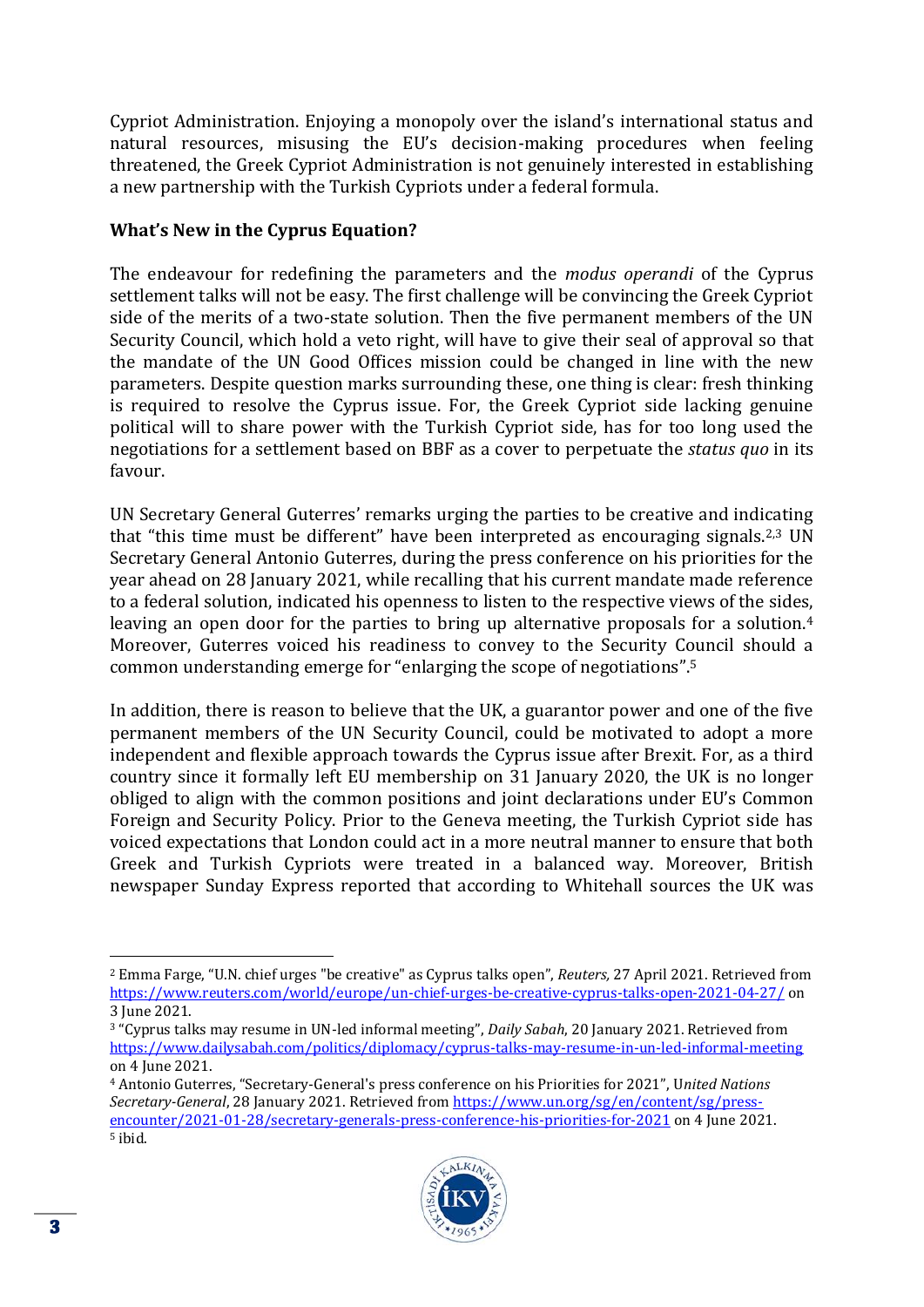Cypriot Administration. Enjoying a monopoly over the island's international status and natural resources, misusing the EU's decision-making procedures when feeling threatened, the Greek Cypriot Administration is not genuinely interested in establishing a new partnership with the Turkish Cypriots under a federal formula.

## What's New in the Cyprus Equation?

The endeavour for redefining the parameters and the *modus operandi* of the Cyprus settlement talks will not be easy. The first challenge will be convincing the Greek Cypriot side of the merits of a two-state solution. Then the five permanent members of the UN Security Council, which hold a veto right, will have to give their seal of approval so that the mandate of the UN Good Offices mission could be changed in line with the new parameters. Despite question marks surrounding these, one thing is clear: fresh thinking is required to resolve the Cyprus issue. For, the Greek Cypriot side lacking genuine political will to share power with the Turkish Cypriot side, has for too long used the negotiations for a settlement based on BBF as a cover to perpetuate the *status quo* in its favour.

UN Secretary General Guterres' remarks urging the parties to be creative and indicating that "this time must be different" have been interpreted as encouraging signals.[2,3] UN Secretary General Antonio Guterres, during the press conference on his priorities for the year ahead on 28 January 2021, while recalling that his current mandate made reference to a federal solution, indicated his openness to listen to the respective views of the sides, leaving an open door for the parties to bring up alternative proposals for a solution.[4] Moreover, Guterres voiced his readiness to convey to the Security Council should a common understanding emerge for "enlarging the scope of negotiations".[5]

In addition, there is reason to believe that the UK, a guarantor power and one of the five permanent members of the UN Security Council, could be motivated to adopt a more independent and flexible approach towards the Cyprus issue after Brexit. For, as a third country since it formally left EU membership on 31 January 2020, the UK is no longer obliged to align with the common positions and joint declarations under EU's Common Foreign and Security Policy. Prior to the Geneva meeting, the Turkish Cypriot side has voiced expectations that London could act in a more neutral manner to ensure that both Greek and Turkish Cypriots were treated in a balanced way. Moreover, British newspaper Sunday Express reported that according to Whitehall sources the UK was

---

[2] Emma Farge, "U.N. chief urges "be creative" as Cyprus talks open", *Reuters,* 27 April 2021. Retrieved from https://www.reuters.com/world/europe/un-chief-urges-be-creative-cyprus-talks-open-2021-04-27/ on 3 June 2021.

[3] "Cyprus talks may resume in UN-led informal meeting", *Daily Sabah*, 20 January 2021. Retrieved from https://www.dailysabah.com/politics/diplomacy/cyprus-talks-may-resume-in-un-led-informal-meeting on 4 June 2021.

[4] Antonio Guterres, "Secretary-General's press conference on his Priorities for 2021", *United Nations Secretary-General*, 28 January 2021. Retrieved from https://www.un.org/sg/en/content/sg/press-encounter/2021-01-28/secretary-generals-press-conference-his-priorities-for-2021 on 4 June 2021.

[5] ibid.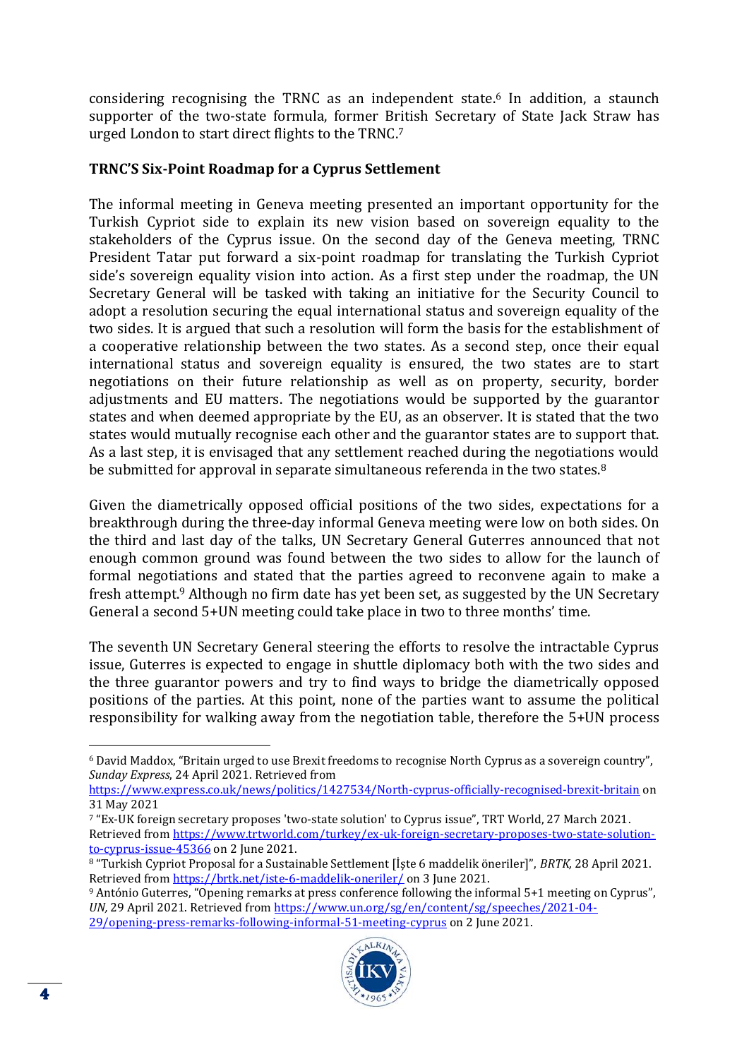considering recognising the TRNC as an independent state.[6] In addition, a staunch supporter of the two-state formula, former British Secretary of State Jack Straw has urged London to start direct flights to the TRNC.[7]

## TRNC'S Six-Point Roadmap for a Cyprus Settlement

The informal meeting in Geneva meeting presented an important opportunity for the Turkish Cypriot side to explain its new vision based on sovereign equality to the stakeholders of the Cyprus issue. On the second day of the Geneva meeting, TRNC President Tatar put forward a six-point roadmap for translating the Turkish Cypriot side's sovereign equality vision into action. As a first step under the roadmap, the UN Secretary General will be tasked with taking an initiative for the Security Council to adopt a resolution securing the equal international status and sovereign equality of the two sides. It is argued that such a resolution will form the basis for the establishment of a cooperative relationship between the two states. As a second step, once their equal international status and sovereign equality is ensured, the two states are to start negotiations on their future relationship as well as on property, security, border adjustments and EU matters. The negotiations would be supported by the guarantor states and when deemed appropriate by the EU, as an observer. It is stated that the two states would mutually recognise each other and the guarantor states are to support that. As a last step, it is envisaged that any settlement reached during the negotiations would be submitted for approval in separate simultaneous referenda in the two states.[8]

Given the diametrically opposed official positions of the two sides, expectations for a breakthrough during the three-day informal Geneva meeting were low on both sides. On the third and last day of the talks, UN Secretary General Guterres announced that not enough common ground was found between the two sides to allow for the launch of formal negotiations and stated that the parties agreed to reconvene again to make a fresh attempt.[9] Although no firm date has yet been set, as suggested by the UN Secretary General a second 5+UN meeting could take place in two to three months' time.

The seventh UN Secretary General steering the efforts to resolve the intractable Cyprus issue, Guterres is expected to engage in shuttle diplomacy both with the two sides and the three guarantor powers and try to find ways to bridge the diametrically opposed positions of the parties. At this point, none of the parties want to assume the political responsibility for walking away from the negotiation table, therefore the 5+UN process

---

[6] David Maddox, "Britain urged to use Brexit freedoms to recognise North Cyprus as a sovereign country", *Sunday Express*, 24 April 2021. Retrieved from https://www.express.co.uk/news/politics/1427534/North-cyprus-officially-recognised-brexit-britain on 31 May 2021

[7] "Ex-UK foreign secretary proposes 'two-state solution' to Cyprus issue", TRT World, 27 March 2021. Retrieved from https://www.trtworld.com/turkey/ex-uk-foreign-secretary-proposes-two-state-solution-to-cyprus-issue-45366 on 2 June 2021.

[8] "Turkish Cypriot Proposal for a Sustainable Settlement [İşte 6 maddelik öneriler]", *BRTK*, 28 April 2021. Retrieved from https://brtk.net/iste-6-maddelik-oneriler/ on 3 June 2021.

[9] António Guterres, "Opening remarks at press conference following the informal 5+1 meeting on Cyprus", *UN*, 29 April 2021. Retrieved from https://www.un.org/sg/en/content/sg/speeches/2021-04-29/opening-press-remarks-following-informal-51-meeting-cyprus on 2 June 2021.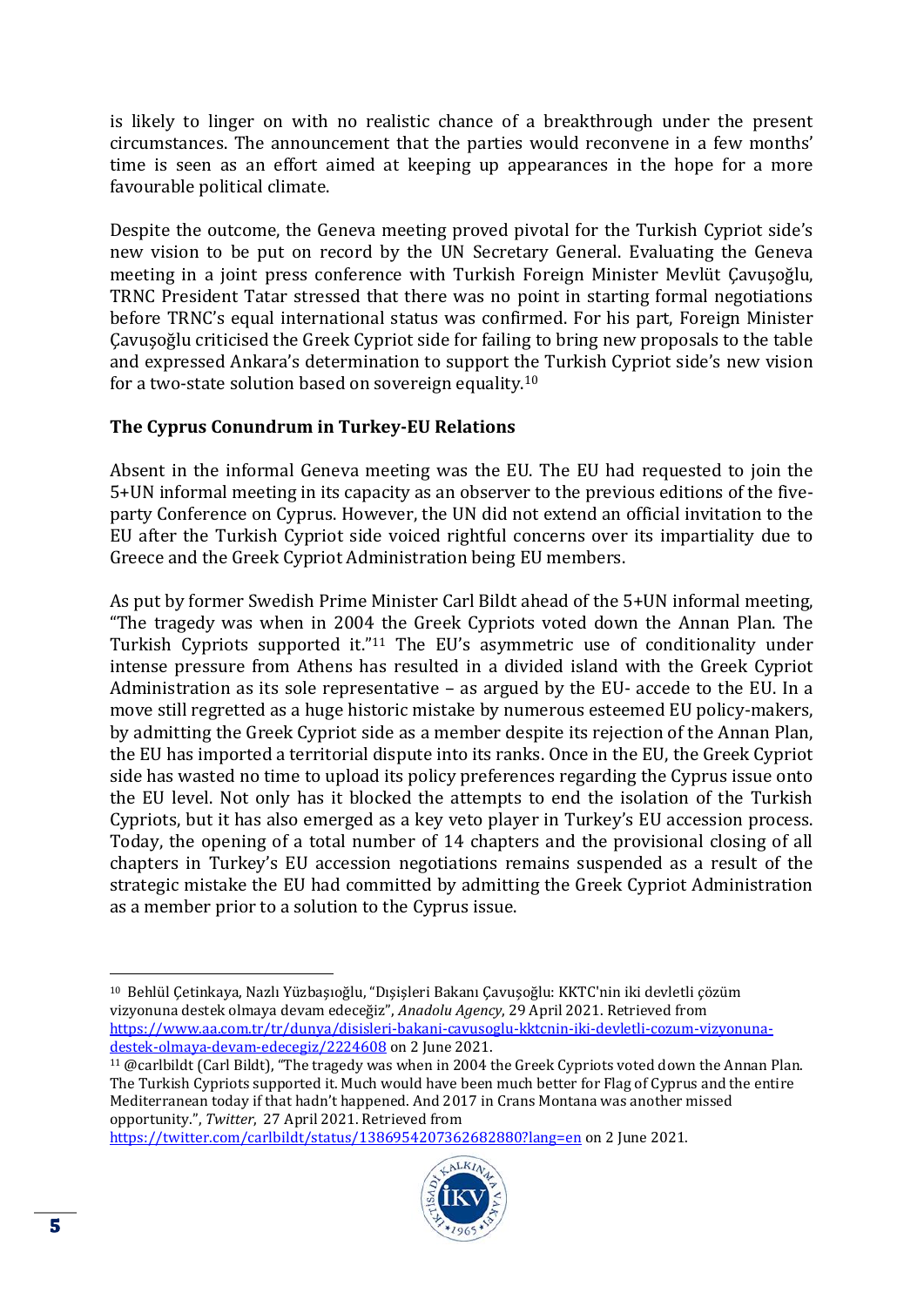is likely to linger on with no realistic chance of a breakthrough under the present circumstances. The announcement that the parties would reconvene in a few months' time is seen as an effort aimed at keeping up appearances in the hope for a more favourable political climate.

Despite the outcome, the Geneva meeting proved pivotal for the Turkish Cypriot side's new vision to be put on record by the UN Secretary General. Evaluating the Geneva meeting in a joint press conference with Turkish Foreign Minister Mevlüt Çavuşoğlu, TRNC President Tatar stressed that there was no point in starting formal negotiations before TRNC's equal international status was confirmed. For his part, Foreign Minister Çavuşoğlu criticised the Greek Cypriot side for failing to bring new proposals to the table and expressed Ankara's determination to support the Turkish Cypriot side's new vision for a two-state solution based on sovereign equality.[10]

## The Cyprus Conundrum in Turkey-EU Relations

Absent in the informal Geneva meeting was the EU. The EU had requested to join the 5+UN informal meeting in its capacity as an observer to the previous editions of the five-party Conference on Cyprus. However, the UN did not extend an official invitation to the EU after the Turkish Cypriot side voiced rightful concerns over its impartiality due to Greece and the Greek Cypriot Administration being EU members.

As put by former Swedish Prime Minister Carl Bildt ahead of the 5+UN informal meeting, "The tragedy was when in 2004 the Greek Cypriots voted down the Annan Plan. The Turkish Cypriots supported it."[11] The EU's asymmetric use of conditionality under intense pressure from Athens has resulted in a divided island with the Greek Cypriot Administration as its sole representative – as argued by the EU- accede to the EU. In a move still regretted as a huge historic mistake by numerous esteemed EU policy-makers, by admitting the Greek Cypriot side as a member despite its rejection of the Annan Plan, the EU has imported a territorial dispute into its ranks. Once in the EU, the Greek Cypriot side has wasted no time to upload its policy preferences regarding the Cyprus issue onto the EU level. Not only has it blocked the attempts to end the isolation of the Turkish Cypriots, but it has also emerged as a key veto player in Turkey's EU accession process. Today, the opening of a total number of 14 chapters and the provisional closing of all chapters in Turkey's EU accession negotiations remains suspended as a result of the strategic mistake the EU had committed by admitting the Greek Cypriot Administration as a member prior to a solution to the Cyprus issue.

---

[10] Behlül Çetinkaya, Nazlı Yüzbaşıoğlu, "Dışişleri Bakanı Çavuşoğlu: KKTC'nin iki devletli çözüm vizyonuna destek olmaya devam edeceğiz", *Anadolu Agency*, 29 April 2021. Retrieved from https://www.aa.com.tr/tr/dunya/disisleri-bakani-cavusoglu-kktcnin-iki-devletli-cozum-vizyonuna-destek-olmaya-devam-edecegiz/2224608 on 2 June 2021.

[11] @carlbildt (Carl Bildt), "The tragedy was when in 2004 the Greek Cypriots voted down the Annan Plan. The Turkish Cypriots supported it. Much would have been much better for Flag of Cyprus and the entire Mediterranean today if that hadn't happened. And 2017 in Crans Montana was another missed opportunity.", *Twitter*, 27 April 2021. Retrieved from https://twitter.com/carlbildt/status/1386954207362682880?lang=en on 2 June 2021.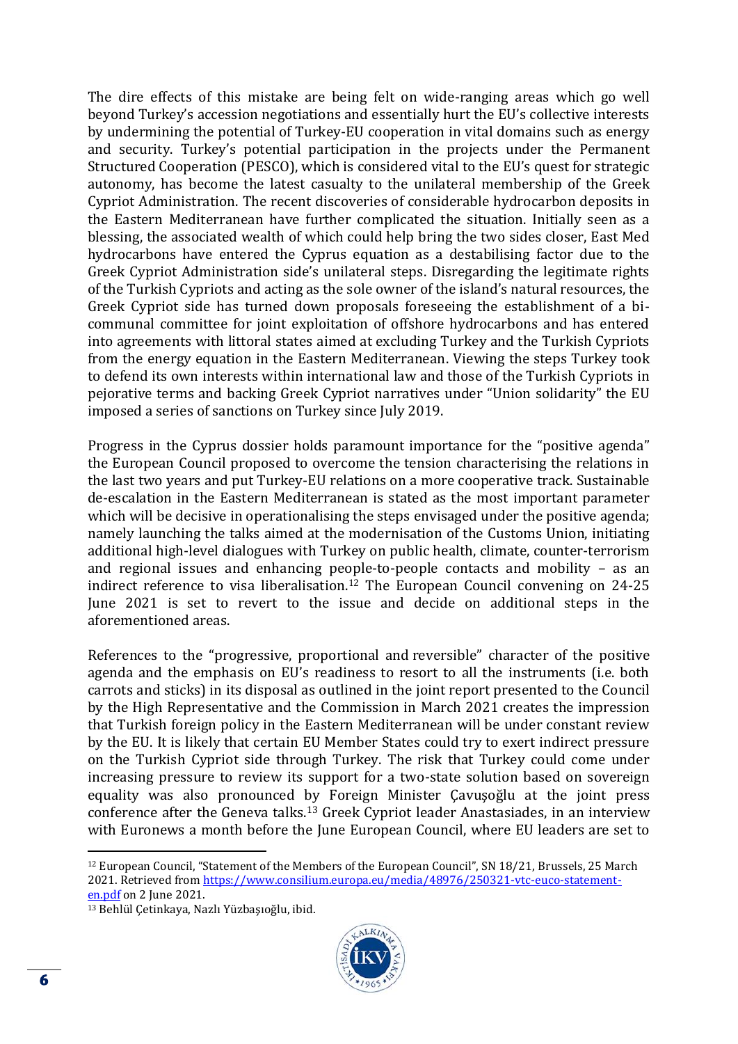The dire effects of this mistake are being felt on wide-ranging areas which go well beyond Turkey's accession negotiations and essentially hurt the EU's collective interests by undermining the potential of Turkey-EU cooperation in vital domains such as energy and security. Turkey's potential participation in the projects under the Permanent Structured Cooperation (PESCO), which is considered vital to the EU's quest for strategic autonomy, has become the latest casualty to the unilateral membership of the Greek Cypriot Administration. The recent discoveries of considerable hydrocarbon deposits in the Eastern Mediterranean have further complicated the situation. Initially seen as a blessing, the associated wealth of which could help bring the two sides closer, East Med hydrocarbons have entered the Cyprus equation as a destabilising factor due to the Greek Cypriot Administration side's unilateral steps. Disregarding the legitimate rights of the Turkish Cypriots and acting as the sole owner of the island's natural resources, the Greek Cypriot side has turned down proposals foreseeing the establishment of a bi-communal committee for joint exploitation of offshore hydrocarbons and has entered into agreements with littoral states aimed at excluding Turkey and the Turkish Cypriots from the energy equation in the Eastern Mediterranean. Viewing the steps Turkey took to defend its own interests within international law and those of the Turkish Cypriots in pejorative terms and backing Greek Cypriot narratives under "Union solidarity" the EU imposed a series of sanctions on Turkey since July 2019.

Progress in the Cyprus dossier holds paramount importance for the "positive agenda" the European Council proposed to overcome the tension characterising the relations in the last two years and put Turkey-EU relations on a more cooperative track. Sustainable de-escalation in the Eastern Mediterranean is stated as the most important parameter which will be decisive in operationalising the steps envisaged under the positive agenda; namely launching the talks aimed at the modernisation of the Customs Union, initiating additional high-level dialogues with Turkey on public health, climate, counter-terrorism and regional issues and enhancing people-to-people contacts and mobility – as an indirect reference to visa liberalisation.[12] The European Council convening on 24-25 June 2021 is set to revert to the issue and decide on additional steps in the aforementioned areas.

References to the "progressive, proportional and reversible" character of the positive agenda and the emphasis on EU's readiness to resort to all the instruments (i.e. both carrots and sticks) in its disposal as outlined in the joint report presented to the Council by the High Representative and the Commission in March 2021 creates the impression that Turkish foreign policy in the Eastern Mediterranean will be under constant review by the EU. It is likely that certain EU Member States could try to exert indirect pressure on the Turkish Cypriot side through Turkey. The risk that Turkey could come under increasing pressure to review its support for a two-state solution based on sovereign equality was also pronounced by Foreign Minister Çavuşoğlu at the joint press conference after the Geneva talks.[13] Greek Cypriot leader Anastasiades, in an interview with Euronews a month before the June European Council, where EU leaders are set to

---

[12] European Council, "Statement of the Members of the European Council", SN 18/21, Brussels, 25 March 2021. Retrieved from https://www.consilium.europa.eu/media/48976/250321-vtc-euco-statement-en.pdf on 2 June 2021.

[13] Behlül Çetinkaya, Nazlı Yüzbaşıoğlu, ibid.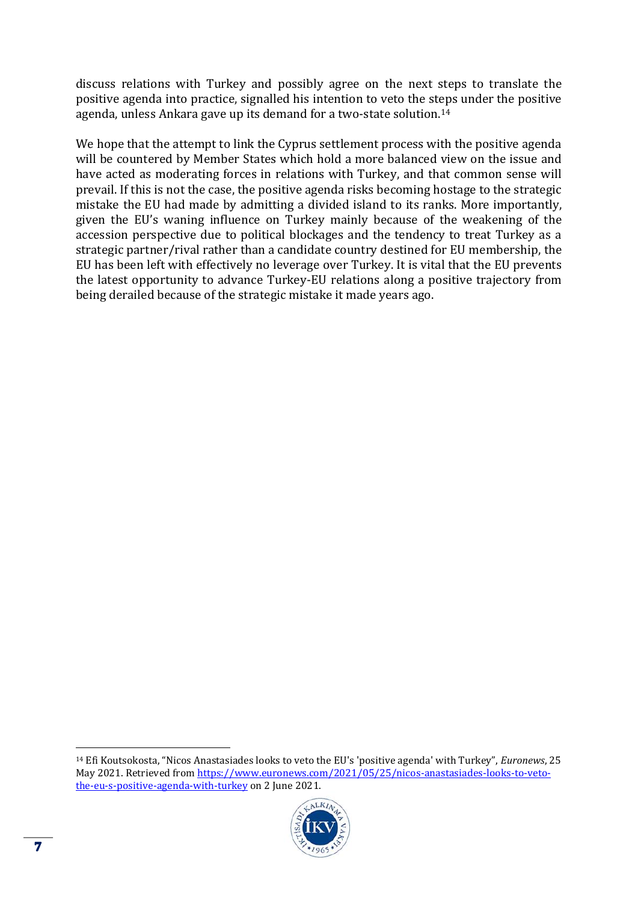discuss relations with Turkey and possibly agree on the next steps to translate the positive agenda into practice, signalled his intention to veto the steps under the positive agenda, unless Ankara gave up its demand for a two-state solution.[14]

We hope that the attempt to link the Cyprus settlement process with the positive agenda will be countered by Member States which hold a more balanced view on the issue and have acted as moderating forces in relations with Turkey, and that common sense will prevail. If this is not the case, the positive agenda risks becoming hostage to the strategic mistake the EU had made by admitting a divided island to its ranks. More importantly, given the EU's waning influence on Turkey mainly because of the weakening of the accession perspective due to political blockages and the tendency to treat Turkey as a strategic partner/rival rather than a candidate country destined for EU membership, the EU has been left with effectively no leverage over Turkey. It is vital that the EU prevents the latest opportunity to advance Turkey-EU relations along a positive trajectory from being derailed because of the strategic mistake it made years ago.

---

[14] Efi Koutsokosta, "Nicos Anastasiades looks to veto the EU's 'positive agenda' with Turkey", *Euronews*, 25 May 2021. Retrieved from [https://www.euronews.com/2021/05/25/nicos-anastasiades-looks-to-veto-the-eu-s-positive-agenda-with-turkey](https://www.euronews.com/2021/05/25/nicos-anastasiades-looks-to-veto-the-eu-s-positive-agenda-with-turkey) on 2 June 2021.